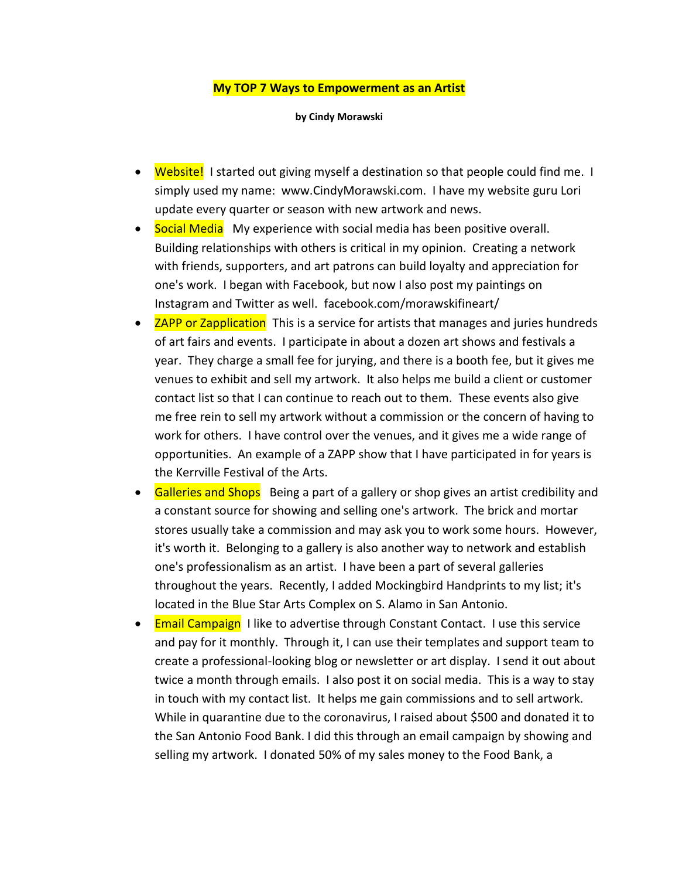# My TOP 7 Ways to Empowerment as an Artist

**by Cindy Morawski**

- **Website!** I started out giving myself a destination so that people could find me. I simply used my name: www.CindyMorawski.com. I have my website guru Lori update every quarter or season with new artwork and news.
- **Social Media** My experience with social media has been positive overall. Building relationships with others is critical in my opinion. Creating a network with friends, supporters, and art patrons can build loyalty and appreciation for one's work. I began with Facebook, but now I also post my paintings on Instagram and Twitter as well. facebook.com/morawskifineart/
- **ZAPP or Zapplication** This is a service for artists that manages and juries hundreds of art fairs and events. I participate in about a dozen art shows and festivals a year. They charge a small fee for jurying, and there is a booth fee, but it gives me venues to exhibit and sell my artwork. It also helps me build a client or customer contact list so that I can continue to reach out to them. These events also give me free rein to sell my artwork without a commission or the concern of having to work for others. I have control over the venues, and it gives me a wide range of opportunities. An example of a ZAPP show that I have participated in for years is the Kerrville Festival of the Arts.
- **Galleries and Shops** Being a part of a gallery or shop gives an artist credibility and a constant source for showing and selling one's artwork. The brick and mortar stores usually take a commission and may ask you to work some hours. However, it's worth it. Belonging to a gallery is also another way to network and establish one's professionalism as an artist. I have been a part of several galleries throughout the years. Recently, I added Mockingbird Handprints to my list; it's located in the Blue Star Arts Complex on S. Alamo in San Antonio.
- **Email Campaign** I like to advertise through Constant Contact. I use this service and pay for it monthly. Through it, I can use their templates and support team to create a professional-looking blog or newsletter or art display. I send it out about twice a month through emails. I also post it on social media. This is a way to stay in touch with my contact list. It helps me gain commissions and to sell artwork. While in quarantine due to the coronavirus, I raised about $500 and donated it to the San Antonio Food Bank. I did this through an email campaign by showing and selling my artwork. I donated 50% of my sales money to the Food Bank, a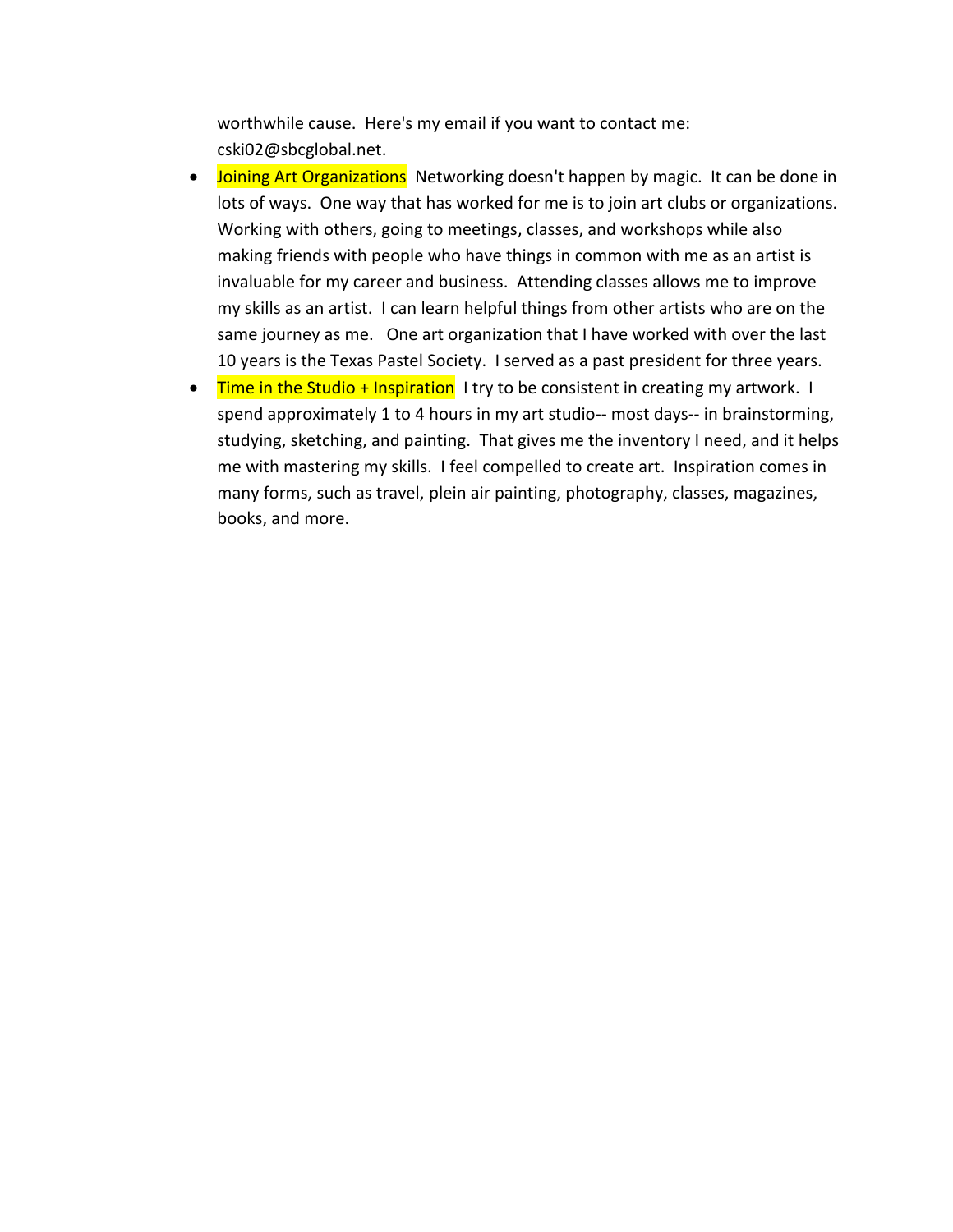worthwhile cause.  Here's my email if you want to contact me: cski02@sbcglobal.net.

- Joining Art Organizations  Networking doesn't happen by magic.  It can be done in lots of ways.  One way that has worked for me is to join art clubs or organizations.  Working with others, going to meetings, classes, and workshops while also making friends with people who have things in common with me as an artist is invaluable for my career and business.  Attending classes allows me to improve my skills as an artist.  I can learn helpful things from other artists who are on the same journey as me.   One art organization that I have worked with over the last 10 years is the Texas Pastel Society.  I served as a past president for three years.
- Time in the Studio + Inspiration  I try to be consistent in creating my artwork.  I spend approximately 1 to 4 hours in my art studio-- most days-- in brainstorming, studying, sketching, and painting.  That gives me the inventory I need, and it helps me with mastering my skills.  I feel compelled to create art.  Inspiration comes in many forms, such as travel, plein air painting, photography, classes, magazines, books, and more.